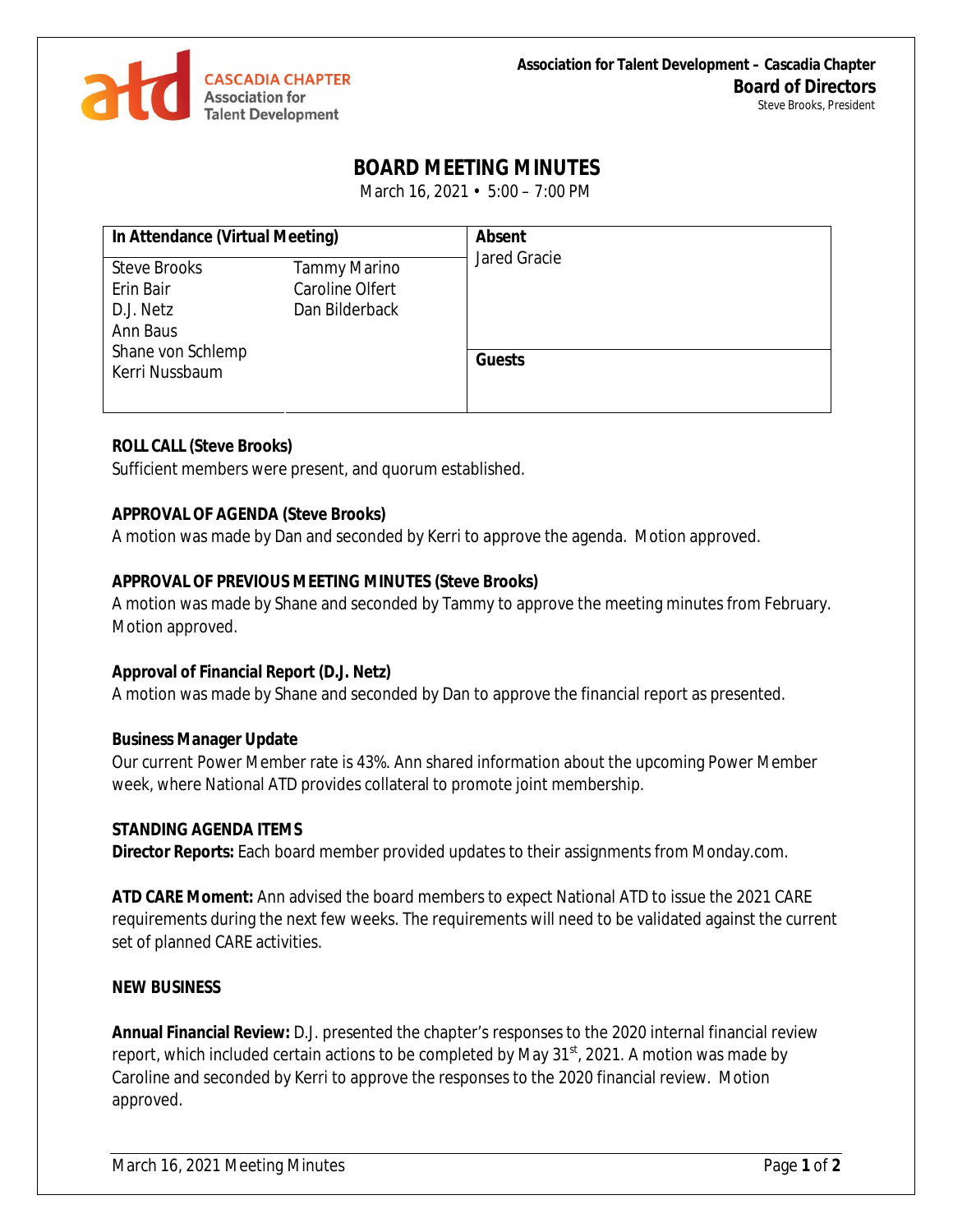CASCADIA CHAPTER
Association for Talent Development

**Association for Talent Development – Cascadia Chapter**
**Board of Directors**
Steve Brooks, President

# BOARD MEETING MINUTES

March 16, 2021 • 5:00 – 7:00 PM

| In Attendance (Virtual Meeting) | | Absent |
|---|---|---|
| Steve Brooks | Tammy Marino | Jared Gracie |
| Erin Bair | Caroline Olfert | |
| D.J. Netz | Dan Bilderback | |
| Ann Baus | | |
| Shane von Schlemp | | **Guests** |
| Kerri Nussbaum | | |

**ROLL CALL (Steve Brooks)**
Sufficient members were present, and quorum established.

**APPROVAL OF AGENDA (Steve Brooks)**
A motion was made by Dan and seconded by Kerri to approve the agenda. Motion approved.

**APPROVAL OF PREVIOUS MEETING MINUTES (Steve Brooks)**
A motion was made by Shane and seconded by Tammy to approve the meeting minutes from February. Motion approved.

**Approval of Financial Report (D.J. Netz)**
A motion was made by Shane and seconded by Dan to approve the financial report as presented.

**Business Manager Update**
Our current Power Member rate is 43%. Ann shared information about the upcoming Power Member week, where National ATD provides collateral to promote joint membership.

**STANDING AGENDA ITEMS**
**Director Reports:** Each board member provided updates to their assignments from Monday.com.

**ATD CARE Moment:** Ann advised the board members to expect National ATD to issue the 2021 CARE requirements during the next few weeks. The requirements will need to be validated against the current set of planned CARE activities.

**NEW BUSINESS**

**Annual Financial Review:** D.J. presented the chapter's responses to the 2020 internal financial review report, which included certain actions to be completed by May 31st, 2021. A motion was made by Caroline and seconded by Kerri to approve the responses to the 2020 financial review. Motion approved.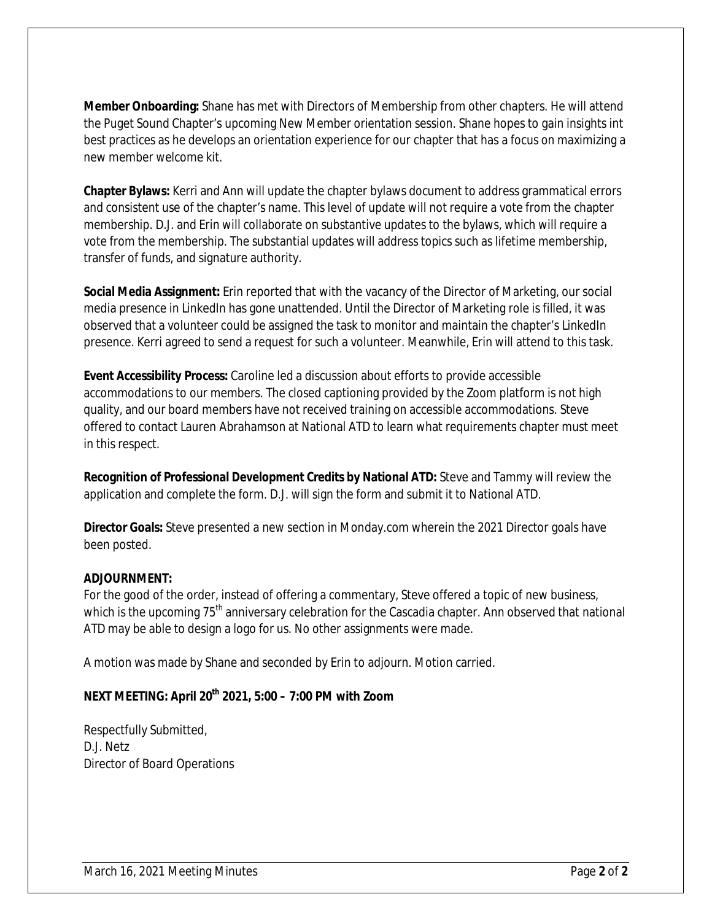**Member Onboarding:** Shane has met with Directors of Membership from other chapters. He will attend the Puget Sound Chapter's upcoming New Member orientation session. Shane hopes to gain insights int best practices as he develops an orientation experience for our chapter that has a focus on maximizing a new member welcome kit.

**Chapter Bylaws:** Kerri and Ann will update the chapter bylaws document to address grammatical errors and consistent use of the chapter's name. This level of update will not require a vote from the chapter membership. D.J. and Erin will collaborate on substantive updates to the bylaws, which will require a vote from the membership. The substantial updates will address topics such as lifetime membership, transfer of funds, and signature authority.

**Social Media Assignment:** Erin reported that with the vacancy of the Director of Marketing, our social media presence in LinkedIn has gone unattended. Until the Director of Marketing role is filled, it was observed that a volunteer could be assigned the task to monitor and maintain the chapter's LinkedIn presence. Kerri agreed to send a request for such a volunteer. Meanwhile, Erin will attend to this task.

**Event Accessibility Process:** Caroline led a discussion about efforts to provide accessible accommodations to our members. The closed captioning provided by the Zoom platform is not high quality, and our board members have not received training on accessible accommodations. Steve offered to contact Lauren Abrahamson at National ATD to learn what requirements chapter must meet in this respect.

**Recognition of Professional Development Credits by National ATD:** Steve and Tammy will review the application and complete the form. D.J. will sign the form and submit it to National ATD.

**Director Goals:** Steve presented a new section in Monday.com wherein the 2021 Director goals have been posted.

**ADJOURNMENT:**

For the good of the order, instead of offering a commentary, Steve offered a topic of new business, which is the upcoming 75th anniversary celebration for the Cascadia chapter. Ann observed that national ATD may be able to design a logo for us. No other assignments were made.

A motion was made by Shane and seconded by Erin to adjourn. Motion carried.

**NEXT MEETING: April 20th 2021, 5:00 – 7:00 PM with Zoom**

Respectfully Submitted,
D.J. Netz
Director of Board Operations